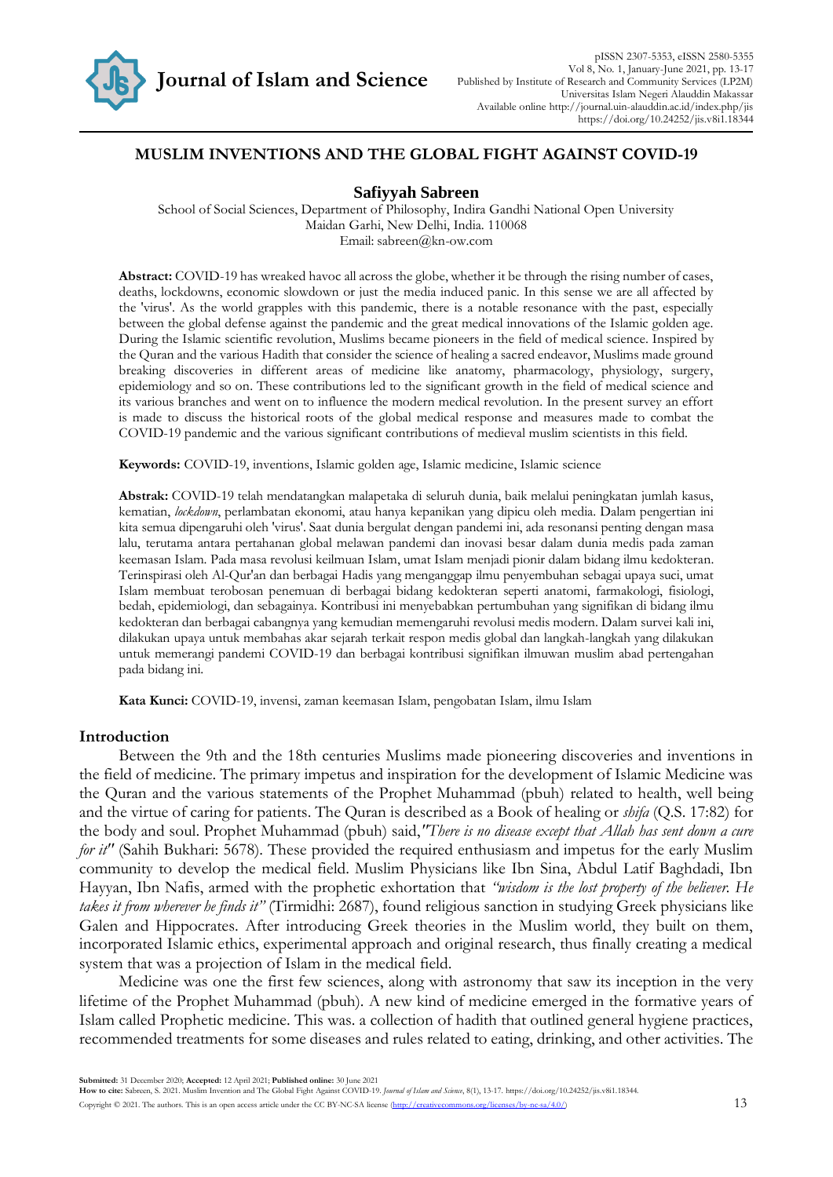# MUSLIM INVENTIONS AND THE GLOBAL FIGHT AGAINST COVID-19

**Safiyyah Sabreen**

School of Social Sciences, Department of Philosophy, Indira Gandhi National Open University
Maidan Garhi, New Delhi, India. 110068
Email: sabreen@kn-ow.com

**Abstract:** COVID-19 has wreaked havoc all across the globe, whether it be through the rising number of cases, deaths, lockdowns, economic slowdown or just the media induced panic. In this sense we are all affected by the 'virus'. As the world grapples with this pandemic, there is a notable resonance with the past, especially between the global defense against the pandemic and the great medical innovations of the Islamic golden age. During the Islamic scientific revolution, Muslims became pioneers in the field of medical science. Inspired by the Quran and the various Hadith that consider the science of healing a sacred endeavor, Muslims made ground breaking discoveries in different areas of medicine like anatomy, pharmacology, physiology, surgery, epidemiology and so on. These contributions led to the significant growth in the field of medical science and its various branches and went on to influence the modern medical revolution. In the present survey an effort is made to discuss the historical roots of the global medical response and measures made to combat the COVID-19 pandemic and the various significant contributions of medieval muslim scientists in this field.

**Keywords:** COVID-19, inventions, Islamic golden age, Islamic medicine, Islamic science

**Abstrak:** COVID-19 telah mendatangkan malapetaka di seluruh dunia, baik melalui peningkatan jumlah kasus, kematian, *lockdown*, perlambatan ekonomi, atau hanya kepanikan yang dipicu oleh media. Dalam pengertian ini kita semua dipengaruhi oleh 'virus'. Saat dunia bergulat dengan pandemi ini, ada resonansi penting dengan masa lalu, terutama antara pertahanan global melawan pandemi dan inovasi besar dalam dunia medis pada zaman keemasan Islam. Pada masa revolusi keilmuan Islam, umat Islam menjadi pionir dalam bidang ilmu kedokteran. Terinspirasi oleh Al-Qur'an dan berbagai Hadis yang menganggap ilmu penyembuhan sebagai upaya suci, umat Islam membuat terobosan penemuan di berbagai bidang kedokteran seperti anatomi, farmakologi, fisiologi, bedah, epidemiologi, dan sebagainya. Kontribusi ini menyebabkan pertumbuhan yang signifikan di bidang ilmu kedokteran dan berbagai cabangnya yang kemudian memengaruhi revolusi medis modern. Dalam survei kali ini, dilakukan upaya untuk membahas akar sejarah terkait respon medis global dan langkah-langkah yang dilakukan untuk memerangi pandemi COVID-19 dan berbagai kontribusi signifikan ilmuwan muslim abad pertengahan pada bidang ini.

**Kata Kunci:** COVID-19, invensi, zaman keemasan Islam, pengobatan Islam, ilmu Islam

## Introduction

Between the 9th and the 18th centuries Muslims made pioneering discoveries and inventions in the field of medicine. The primary impetus and inspiration for the development of Islamic Medicine was the Quran and the various statements of the Prophet Muhammad (pbuh) related to health, well being and the virtue of caring for patients. The Quran is described as a Book of healing or *shifa* (Q.S. 17:82) for the body and soul. Prophet Muhammad (pbuh) said,*"There is no disease except that Allah has sent down a cure for it"* (Sahih Bukhari: 5678). These provided the required enthusiasm and impetus for the early Muslim community to develop the medical field. Muslim Physicians like Ibn Sina, Abdul Latif Baghdadi, Ibn Hayyan, Ibn Nafis, armed with the prophetic exhortation that *"wisdom is the lost property of the believer. He takes it from wherever he finds it"* (Tirmidhi: 2687), found religious sanction in studying Greek physicians like Galen and Hippocrates. After introducing Greek theories in the Muslim world, they built on them, incorporated Islamic ethics, experimental approach and original research, thus finally creating a medical system that was a projection of Islam in the medical field.

Medicine was one the first few sciences, along with astronomy that saw its inception in the very lifetime of the Prophet Muhammad (pbuh). A new kind of medicine emerged in the formative years of Islam called Prophetic medicine. This was. a collection of hadith that outlined general hygiene practices, recommended treatments for some diseases and rules related to eating, drinking, and other activities. The

**Submitted:** 31 December 2020; **Accepted:** 12 April 2021; **Published online:** 30 June 2021
**How to cite:** Sabreen, S. 2021. Muslim Invention and The Global Fight Against COVID-19. *Journal of Islam and Science*, 8(1), 13-17. https://doi.org/10.24252/jis.v8i1.18344.
Copyright © 2021. The authors. This is an open access article under the CC BY-NC-SA license (http://creativecommons.org/licenses/by-nc-sa/4.0/)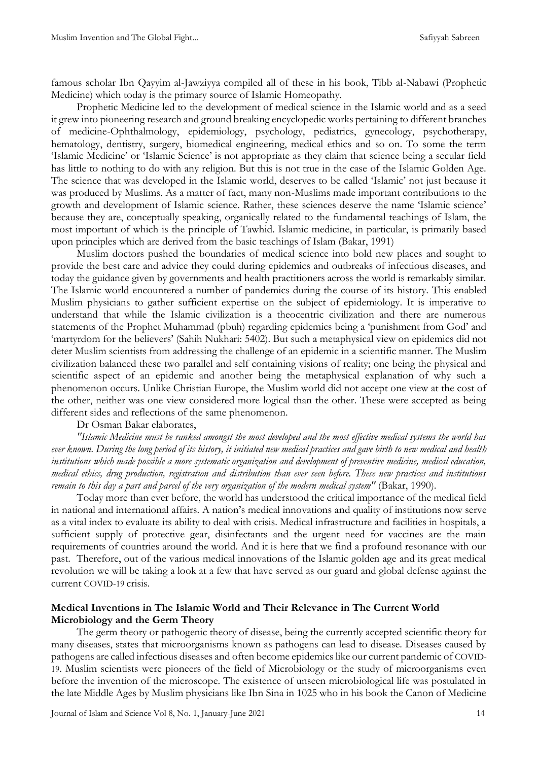famous scholar Ibn Qayyim al-Jawziyya compiled all of these in his book, Tibb al-Nabawi (Prophetic Medicine) which today is the primary source of Islamic Homeopathy.

Prophetic Medicine led to the development of medical science in the Islamic world and as a seed it grew into pioneering research and ground breaking encyclopedic works pertaining to different branches of medicine-Ophthalmology, epidemiology, psychology, pediatrics, gynecology, psychotherapy, hematology, dentistry, surgery, biomedical engineering, medical ethics and so on. To some the term 'Islamic Medicine' or 'Islamic Science' is not appropriate as they claim that science being a secular field has little to nothing to do with any religion. But this is not true in the case of the Islamic Golden Age. The science that was developed in the Islamic world, deserves to be called 'Islamic' not just because it was produced by Muslims. As a matter of fact, many non-Muslims made important contributions to the growth and development of Islamic science. Rather, these sciences deserve the name 'Islamic science' because they are, conceptually speaking, organically related to the fundamental teachings of Islam, the most important of which is the principle of Tawhid. Islamic medicine, in particular, is primarily based upon principles which are derived from the basic teachings of Islam (Bakar, 1991)

Muslim doctors pushed the boundaries of medical science into bold new places and sought to provide the best care and advice they could during epidemics and outbreaks of infectious diseases, and today the guidance given by governments and health practitioners across the world is remarkably similar. The Islamic world encountered a number of pandemics during the course of its history. This enabled Muslim physicians to gather sufficient expertise on the subject of epidemiology. It is imperative to understand that while the Islamic civilization is a theocentric civilization and there are numerous statements of the Prophet Muhammad (pbuh) regarding epidemics being a 'punishment from God' and 'martyrdom for the believers' (Sahih Nukhari: 5402). But such a metaphysical view on epidemics did not deter Muslim scientists from addressing the challenge of an epidemic in a scientific manner. The Muslim civilization balanced these two parallel and self containing visions of reality; one being the physical and scientific aspect of an epidemic and another being the metaphysical explanation of why such a phenomenon occurs. Unlike Christian Europe, the Muslim world did not accept one view at the cost of the other, neither was one view considered more logical than the other. These were accepted as being different sides and reflections of the same phenomenon.

Dr Osman Bakar elaborates,

*"Islamic Medicine must be ranked amongst the most developed and the most effective medical systems the world has ever known. During the long period of its history, it initiated new medical practices and gave birth to new medical and health institutions which made possible a more systematic organization and development of preventive medicine, medical education, medical ethics, drug production, registration and distribution than ever seen before. These new practices and institutions remain to this day a part and parcel of the very organization of the modern medical system"* (Bakar, 1990).

Today more than ever before, the world has understood the critical importance of the medical field in national and international affairs. A nation's medical innovations and quality of institutions now serve as a vital index to evaluate its ability to deal with crisis. Medical infrastructure and facilities in hospitals, a sufficient supply of protective gear, disinfectants and the urgent need for vaccines are the main requirements of countries around the world. And it is here that we find a profound resonance with our past. Therefore, out of the various medical innovations of the Islamic golden age and its great medical revolution we will be taking a look at a few that have served as our guard and global defense against the current COVID-19 crisis.

## Medical Inventions in The Islamic World and Their Relevance in The Current World

### Microbiology and the Germ Theory

The germ theory or pathogenic theory of disease, being the currently accepted scientific theory for many diseases, states that microorganisms known as pathogens can lead to disease. Diseases caused by pathogens are called infectious diseases and often become epidemics like our current pandemic of COVID-19. Muslim scientists were pioneers of the field of Microbiology or the study of microorganisms even before the invention of the microscope. The existence of unseen microbiological life was postulated in the late Middle Ages by Muslim physicians like Ibn Sina in 1025 who in his book the Canon of Medicine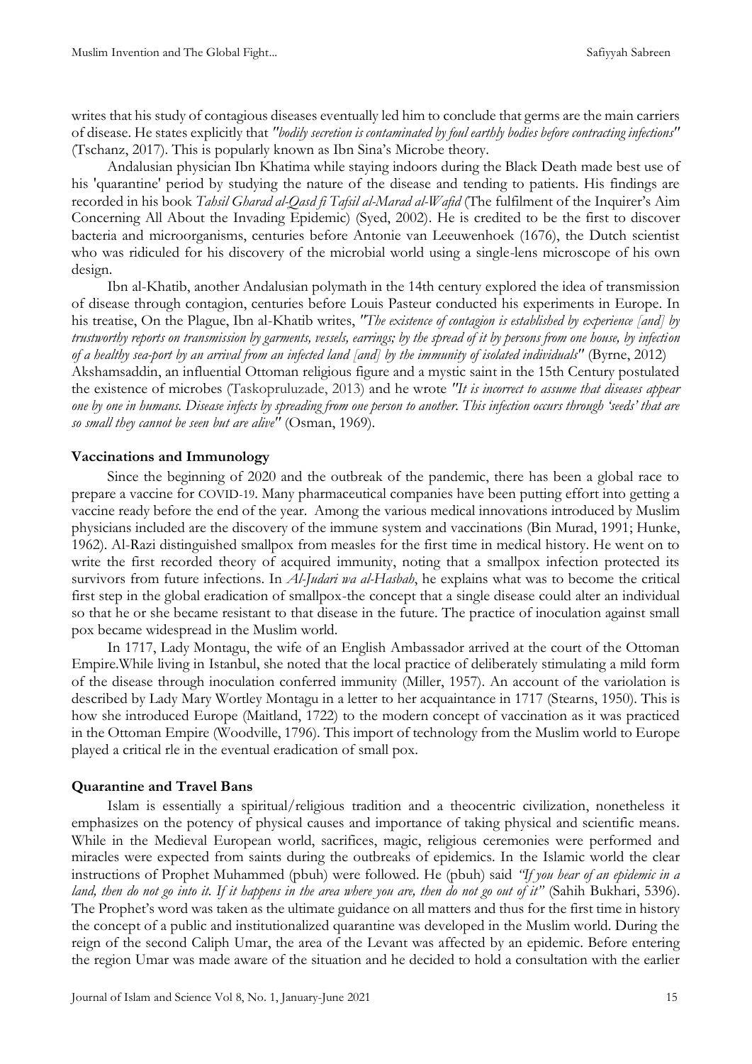writes that his study of contagious diseases eventually led him to conclude that germs are the main carriers of disease. He states explicitly that *"bodily secretion is contaminated by foul earthly bodies before contracting infections"* (Tschanz, 2017). This is popularly known as Ibn Sina's Microbe theory.

Andalusian physician Ibn Khatima while staying indoors during the Black Death made best use of his 'quarantine' period by studying the nature of the disease and tending to patients. His findings are recorded in his book *Tahsil Gharad al-Qasd fi Tafsil al-Marad al-Wafid* (The fulfilment of the Inquirer's Aim Concerning All About the Invading Epidemic) (Syed, 2002). He is credited to be the first to discover bacteria and microorganisms, centuries before Antonie van Leeuwenhoek (1676), the Dutch scientist who was ridiculed for his discovery of the microbial world using a single-lens microscope of his own design.

Ibn al-Khatib, another Andalusian polymath in the 14th century explored the idea of transmission of disease through contagion, centuries before Louis Pasteur conducted his experiments in Europe. In his treatise, On the Plague, Ibn al-Khatib writes, *"The existence of contagion is established by experience [and] by trustworthy reports on transmission by garments, vessels, earrings; by the spread of it by persons from one house, by infection of a healthy sea-port by an arrival from an infected land [and] by the immunity of isolated individuals"* (Byrne, 2012)

Akshamsaddin, an influential Ottoman religious figure and a mystic saint in the 15th Century postulated the existence of microbes (Taskopruluzade, 2013) and he wrote *"It is incorrect to assume that diseases appear one by one in humans. Disease infects by spreading from one person to another. This infection occurs through 'seeds' that are so small they cannot be seen but are alive"* (Osman, 1969).

**Vaccinations and Immunology**

Since the beginning of 2020 and the outbreak of the pandemic, there has been a global race to prepare a vaccine for COVID-19. Many pharmaceutical companies have been putting effort into getting a vaccine ready before the end of the year. Among the various medical innovations introduced by Muslim physicians included are the discovery of the immune system and vaccinations (Bin Murad, 1991; Hunke, 1962). Al-Razi distinguished smallpox from measles for the first time in medical history. He went on to write the first recorded theory of acquired immunity, noting that a smallpox infection protected its survivors from future infections. In *Al-Judari wa al-Hasbah*, he explains what was to become the critical first step in the global eradication of smallpox-the concept that a single disease could alter an individual so that he or she became resistant to that disease in the future. The practice of inoculation against small pox became widespread in the Muslim world.

In 1717, Lady Montagu, the wife of an English Ambassador arrived at the court of the Ottoman Empire.While living in Istanbul, she noted that the local practice of deliberately stimulating a mild form of the disease through inoculation conferred immunity (Miller, 1957). An account of the variolation is described by Lady Mary Wortley Montagu in a letter to her acquaintance in 1717 (Stearns, 1950). This is how she introduced Europe (Maitland, 1722) to the modern concept of vaccination as it was practiced in the Ottoman Empire (Woodville, 1796). This import of technology from the Muslim world to Europe played a critical rle in the eventual eradication of small pox.

**Quarantine and Travel Bans**

Islam is essentially a spiritual/religious tradition and a theocentric civilization, nonetheless it emphasizes on the potency of physical causes and importance of taking physical and scientific means. While in the Medieval European world, sacrifices, magic, religious ceremonies were performed and miracles were expected from saints during the outbreaks of epidemics. In the Islamic world the clear instructions of Prophet Muhammed (pbuh) were followed. He (pbuh) said *"If you hear of an epidemic in a land, then do not go into it. If it happens in the area where you are, then do not go out of it"* (Sahih Bukhari, 5396). The Prophet's word was taken as the ultimate guidance on all matters and thus for the first time in history the concept of a public and institutionalized quarantine was developed in the Muslim world. During the reign of the second Caliph Umar, the area of the Levant was affected by an epidemic. Before entering the region Umar was made aware of the situation and he decided to hold a consultation with the earlier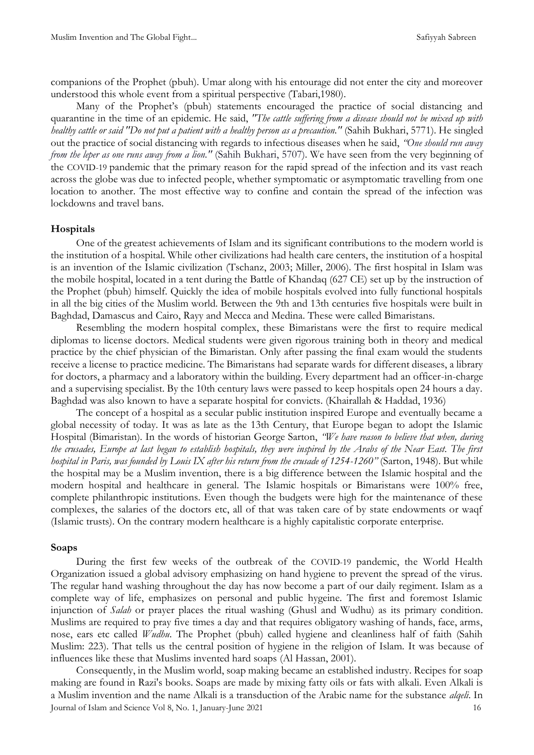companions of the Prophet (pbuh). Umar along with his entourage did not enter the city and moreover understood this whole event from a spiritual perspective (Tabari,1980).

Many of the Prophet's (pbuh) statements encouraged the practice of social distancing and quarantine in the time of an epidemic. He said, *"The cattle suffering from a disease should not be mixed up with healthy cattle or said "Do not put a patient with a healthy person as a precaution."* (Sahih Bukhari, 5771). He singled out the practice of social distancing with regards to infectious diseases when he said, *"One should run away from the leper as one runs away from a lion."* (Sahih Bukhari, 5707). We have seen from the very beginning of the COVID-19 pandemic that the primary reason for the rapid spread of the infection and its vast reach across the globe was due to infected people, whether symptomatic or asymptomatic travelling from one location to another. The most effective way to confine and contain the spread of the infection was lockdowns and travel bans.

**Hospitals**

One of the greatest achievements of Islam and its significant contributions to the modern world is the institution of a hospital. While other civilizations had health care centers, the institution of a hospital is an invention of the Islamic civilization (Tschanz, 2003; Miller, 2006). The first hospital in Islam was the mobile hospital, located in a tent during the Battle of Khandaq (627 CE) set up by the instruction of the Prophet (pbuh) himself. Quickly the idea of mobile hospitals evolved into fully functional hospitals in all the big cities of the Muslim world. Between the 9th and 13th centuries five hospitals were built in Baghdad, Damascus and Cairo, Rayy and Mecca and Medina. These were called Bimaristans.

Resembling the modern hospital complex, these Bimaristans were the first to require medical diplomas to license doctors. Medical students were given rigorous training both in theory and medical practice by the chief physician of the Bimaristan. Only after passing the final exam would the students receive a license to practice medicine. The Bimaristans had separate wards for different diseases, a library for doctors, a pharmacy and a laboratory within the building. Every department had an officer-in-charge and a supervising specialist. By the 10th century laws were passed to keep hospitals open 24 hours a day. Baghdad was also known to have a separate hospital for convicts. (Khairallah & Haddad, 1936)

The concept of a hospital as a secular public institution inspired Europe and eventually became a global necessity of today. It was as late as the 13th Century, that Europe began to adopt the Islamic Hospital (Bimaristan). In the words of historian George Sarton, *"We have reason to believe that when, during the crusades, Europe at last began to establish hospitals, they were inspired by the Arabs of the Near East. The first hospital in Paris, was founded by Louis IX after his return from the crusade of 1254-1260"* (Sarton, 1948). But while the hospital may be a Muslim invention, there is a big difference between the Islamic hospital and the modern hospital and healthcare in general. The Islamic hospitals or Bimaristans were 100% free, complete philanthropic institutions. Even though the budgets were high for the maintenance of these complexes, the salaries of the doctors etc, all of that was taken care of by state endowments or waqf (Islamic trusts). On the contrary modern healthcare is a highly capitalistic corporate enterprise.

**Soaps**

During the first few weeks of the outbreak of the COVID-19 pandemic, the World Health Organization issued a global advisory emphasizing on hand hygiene to prevent the spread of the virus. The regular hand washing throughout the day has now become a part of our daily regiment. Islam as a complete way of life, emphasizes on personal and public hygeine. The first and foremost Islamic injunction of *Salah* or prayer places the ritual washing (Ghusl and Wudhu) as its primary condition. Muslims are required to pray five times a day and that requires obligatory washing of hands, face, arms, nose, ears etc called *Wudhu*. The Prophet (pbuh) called hygiene and cleanliness half of faith (Sahih Muslim: 223). That tells us the central position of hygiene in the religion of Islam. It was because of influences like these that Muslims invented hard soaps (Al Hassan, 2001).

Consequently, in the Muslim world, soap making became an established industry. Recipes for soap making are found in Razi's books. Soaps are made by mixing fatty oils or fats with alkali. Even Alkali is a Muslim invention and the name Alkali is a transduction of the Arabic name for the substance *alqeli*. In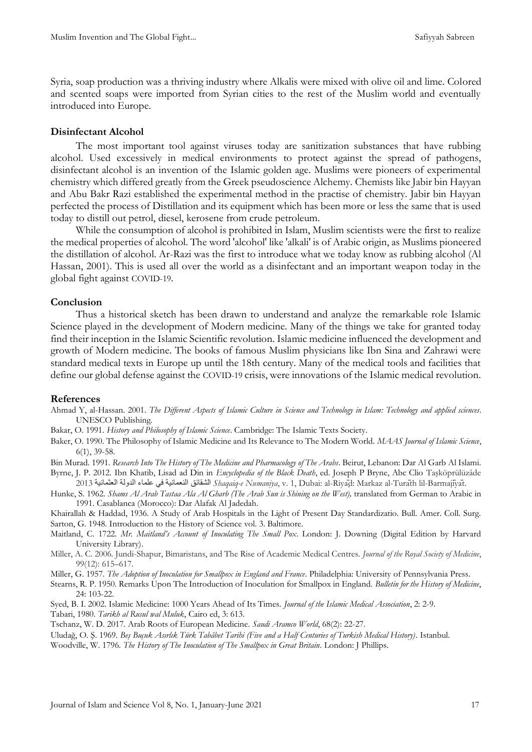Syria, soap production was a thriving industry where Alkalis were mixed with olive oil and lime. Colored and scented soaps were imported from Syrian cities to the rest of the Muslim world and eventually introduced into Europe.

### Disinfectant Alcohol

The most important tool against viruses today are sanitization substances that have rubbing alcohol. Used excessively in medical environments to protect against the spread of pathogens, disinfectant alcohol is an invention of the Islamic golden age. Muslims were pioneers of experimental chemistry which differed greatly from the Greek pseudoscience Alchemy. Chemists like Jabir bin Hayyan and Abu Bakr Razi established the experimental method in the practise of chemistry. Jabir bin Hayyan perfected the process of Distillation and its equipment which has been more or less the same that is used today to distill out petrol, diesel, kerosene from crude petroleum.

While the consumption of alcohol is prohibited in Islam, Muslim scientists were the first to realize the medical properties of alcohol. The word 'alcohol' like 'alkali' is of Arabic origin, as Muslims pioneered the distillation of alcohol. Ar-Razi was the first to introduce what we today know as rubbing alcohol (Al Hassan, 2001). This is used all over the world as a disinfectant and an important weapon today in the global fight against COVID-19.

### Conclusion

Thus a historical sketch has been drawn to understand and analyze the remarkable role Islamic Science played in the development of Modern medicine. Many of the things we take for granted today find their inception in the Islamic Scientific revolution. Islamic medicine influenced the development and growth of Modern medicine. The books of famous Muslim physicians like Ibn Sina and Zahrawi were standard medical texts in Europe up until the 18th century. Many of the medical tools and facilities that define our global defense against the COVID-19 crisis, were innovations of the Islamic medical revolution.

### References

Ahmad Y, al-Hassan. 2001. *The Different Aspects of Islamic Culture in Science and Technology in Islam: Technology and applied sciences*. UNESCO Publishing.

Bakar, O. 1991. *History and Philosophy of Islamic Science*. Cambridge: The Islamic Texts Society.

Baker, O. 1990. The Philosophy of Islamic Medicine and Its Relevance to The Modern World. *MAAS Journal of Islamic Science*, 6(1), 39-58.

Bin Murad. 1991. *Research Into The History of The Medicine and Pharmacology of The Arabs*. Beirut, Lebanon: Dar Al Garb Al Islami.

Byrne, J. P. 2012. Ibn Khatib, Lisad ad Din in *Encyclopedia of the Black Death*, ed. Joseph P Bryne, Abc Clio Taşköprülüzâde 2013 الشقائق النعمانية في علماء الدولة العثمانية *Shaqaiq-e Numaniya*, v. 1, Dubai: al-Riyāḍ: Markaz al-Turāth lil-Barmajīyāt.

Hunke, S. 1962. *Shams Al Arab Tastaa Ala Al Gharb (The Arab Sun is Shining on the West),* translated from German to Arabic in 1991. Casablanca (Morocco): Dar Alafak Al Jadedah.

Khairallah & Haddad, 1936. A Study of Arab Hospitals in the Light of Present Day Standardizatio. Bull. Amer. Coll. Surg.

Sarton, G. 1948. Introduction to the History of Science vol. 3. Baltimore.

Maitland, C. 1722. *Mr. Maitland's Account of Inoculating The Small Pox*. London: J. Downing (Digital Edition by Harvard University Library).

Miller, A. C. 2006. Jundi-Shapur, Bimaristans, and The Rise of Academic Medical Centres. *Journal of the Royal Society of Medicine*, 99(12): 615–617.

Miller, G. 1957. *The Adoption of Inoculation for Smallpox in England and France*. Philadelphia: University of Pennsylvania Press.

Stearns, R. P. 1950. Remarks Upon The Introduction of Inoculation for Smallpox in England. *Bulletin for the History of Medicine*, 24: 103-22.

Syed, B. I. 2002. Islamic Medicine: 1000 Years Ahead of Its Times. *Journal of the Islamic Medical Association*, 2: 2-9.

Tabari, 1980. *Tarikh al Rusul wal Muluk*, Cairo ed, 3: 613.

Tschanz, W. D. 2017. Arab Roots of European Medicine. *Saudi Aramco World*, 68(2): 22-27.

Uludağ, O. Ş. 1969. *Beş Buçuk Asırlık Türk Tabâbet Tarihi (Five and a Half Centuries of Turkish Medical History)*. Istanbul.

Woodville, W. 1796. *The History of The Inoculation of The Smallpox in Great Britain*. London: J Phillips.